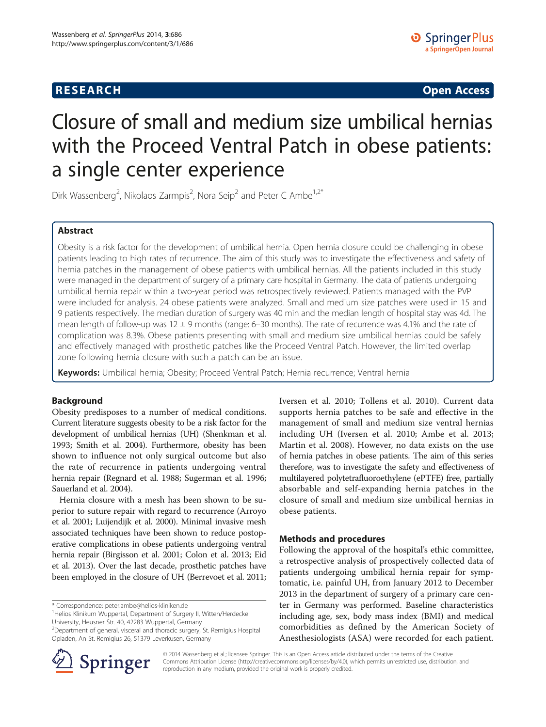**RESEARCH** **Open Access**

# Closure of small and medium size umbilical hernias with the Proceed Ventral Patch in obese patients: a single center experience

Dirk Wassenberg[2], Nikolaos Zarmpis[2], Nora Seip[2] and Peter C Ambe[1,2*]

## Abstract

Obesity is a risk factor for the development of umbilical hernia. Open hernia closure could be challenging in obese patients leading to high rates of recurrence. The aim of this study was to investigate the effectiveness and safety of hernia patches in the management of obese patients with umbilical hernias. All the patients included in this study were managed in the department of surgery of a primary care hospital in Germany. The data of patients undergoing umbilical hernia repair within a two-year period was retrospectively reviewed. Patients managed with the PVP were included for analysis. 24 obese patients were analyzed. Small and medium size patches were used in 15 and 9 patients respectively. The median duration of surgery was 40 min and the median length of hospital stay was 4d. The mean length of follow-up was 12 ± 9 months (range: 6–30 months). The rate of recurrence was 4.1% and the rate of complication was 8.3%. Obese patients presenting with small and medium size umbilical hernias could be safely and effectively managed with prosthetic patches like the Proceed Ventral Patch. However, the limited overlap zone following hernia closure with such a patch can be an issue.

**Keywords:** Umbilical hernia; Obesity; Proceed Ventral Patch; Hernia recurrence; Ventral hernia

## Background

Obesity predisposes to a number of medical conditions. Current literature suggests obesity to be a risk factor for the development of umbilical hernias (UH) (Shenkman et al. 1993; Smith et al. 2004). Furthermore, obesity has been shown to influence not only surgical outcome but also the rate of recurrence in patients undergoing ventral hernia repair (Regnard et al. 1988; Sugerman et al. 1996; Sauerland et al. 2004).

Hernia closure with a mesh has been shown to be superior to suture repair with regard to recurrence (Arroyo et al. 2001; Luijendijk et al. 2000). Minimal invasive mesh associated techniques have been shown to reduce postoperative complications in obese patients undergoing ventral hernia repair (Birgisson et al. 2001; Colon et al. 2013; Eid et al. 2013). Over the last decade, prosthetic patches have been employed in the closure of UH (Berrevoet et al. 2011; Iversen et al. 2010; Tollens et al. 2010). Current data supports hernia patches to be safe and effective in the management of small and medium size ventral hernias including UH (Iversen et al. 2010; Ambe et al. 2013; Martin et al. 2008). However, no data exists on the use of hernia patches in obese patients. The aim of this series therefore, was to investigate the safety and effectiveness of multilayered polytetrafluoroethylene (ePTFE) free, partially absorbable and self-expanding hernia patches in the closure of small and medium size umbilical hernias in obese patients.

## Methods and procedures

Following the approval of the hospital's ethic committee, a retrospective analysis of prospectively collected data of patients undergoing umbilical hernia repair for symptomatic, i.e. painful UH, from January 2012 to December 2013 in the department of surgery of a primary care center in Germany was performed. Baseline characteristics including age, sex, body mass index (BMI) and medical comorbidities as defined by the American Society of Anesthesiologists (ASA) were recorded for each patient.

\* Correspondence: peter.ambe@helios-kliniken.de
[1]Helios Klinikum Wuppertal, Department of Surgery II, Witten/Herdecke University, Heusner Str. 40, 42283 Wuppertal, Germany
[2]Department of general, visceral and thoracic surgery, St. Remigius Hospital Opladen, An St. Remigius 26, 51379 Leverkusen, Germany

© 2014 Wassenberg et al.; licensee Springer. This is an Open Access article distributed under the terms of the Creative Commons Attribution License (http://creativecommons.org/licenses/by/4.0), which permits unrestricted use, distribution, and reproduction in any medium, provided the original work is properly credited.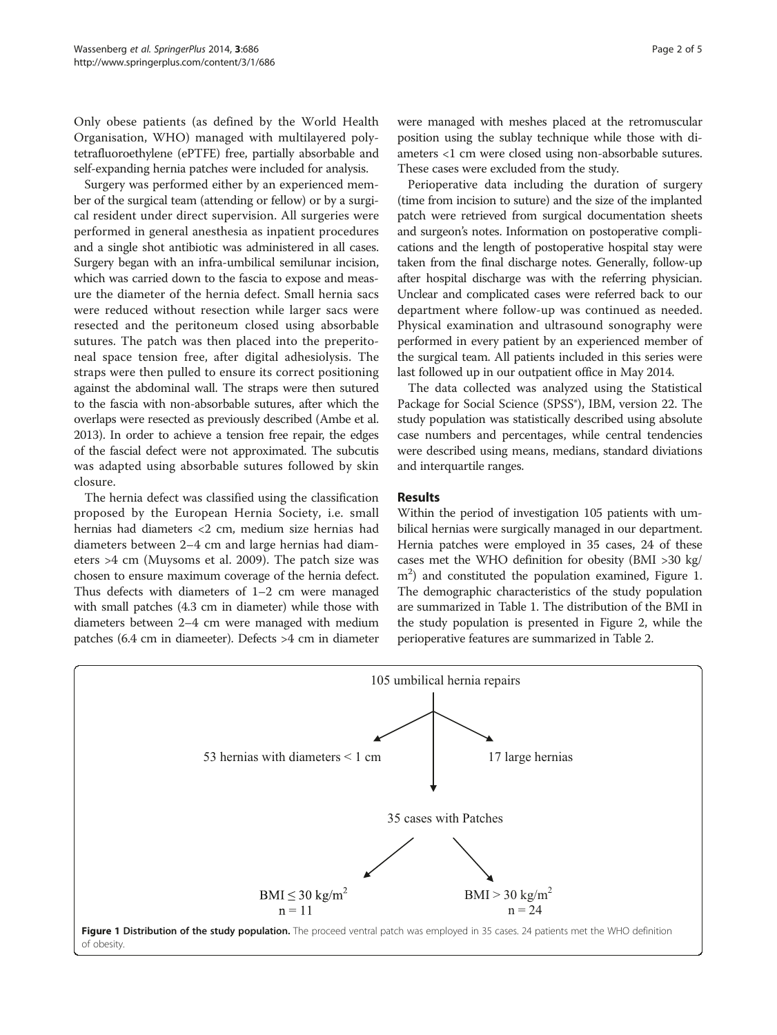Only obese patients (as defined by the World Health Organisation, WHO) managed with multilayered polytetrafluoroethylene (ePTFE) free, partially absorbable and self-expanding hernia patch*es* were included for analysis.

Surgery was performed either by an experienced member of the surgical team (attending or fellow) or by a surgical resident under direct supervision. All surgeries were performed in general anesthesia as inpatient procedures and a single shot antibiotic was administered in all cases. Surgery began with an infra-umbilical semilunar incision, which was carried down to the fascia to expose and measure the diameter of the hernia defect. Small hernia sacs were reduced without resection while larger sacs were resected and the peritoneum closed using absorbable sutures. The patch was then placed into the preperitoneal space tension free, after digital adhesiolysis. The straps were then pulled to ensure its correct positioning against the abdominal wall. The straps were then sutured to the fascia with non-absorbable sutures, after which the overlaps were resected as previously described (Ambe et al. 2013). In order to achieve a tension free repair, the edges of the fascial defect were not approximated. The subcutis was adapted using absorbable sutures followed by skin closure.

The hernia defect was classified using the classification proposed by the European Hernia Society, i.e. small hernias had diameters <2 cm, medium size hernias had diameters between 2–4 cm and large hernias had diameters >4 cm (Muysoms et al. 2009). The patch size was chosen to ensure maximum coverage of the hernia defect. Thus defects with diameters of 1–2 cm were managed with small patches (4.3 cm in diameter) while those with diameters between 2–4 cm were managed with medium patches (6.4 cm in diameeter). Defects >4 cm in diameter were managed with meshes placed at the retromuscular position using the sublay technique while those with diameters <1 cm were closed using non-absorbable sutures. These cases were excluded from the study.

Perioperative data including the duration of surgery (time from incision to suture) and the size of the implanted patch were retrieved from surgical documentation sheets and surgeon's notes. Information on postoperative complications and the length of postoperative hospital stay were taken from the final discharge notes. Generally, follow-up after hospital discharge was with the referring physician. Unclear and complicated cases were referred back to our department where follow-up was continued as needed. Physical examination and ultrasound sonography were performed in every patient by an experienced member of the surgical team. All patients included in this series were last followed up in our outpatient office in May 2014.

The data collected was analyzed using the Statistical Package for Social Science (SPSS®), IBM, version 22. The study population was statistically described using absolute case numbers and percentages, while central tendencies were described using means, medians, standard diviations and interquartile ranges.

## Results

Within the period of investigation 105 patients with umbilical hernias were surgically managed in our department. Hernia patches were employed in 35 cases, 24 of these cases met the WHO definition for obesity (BMI >30 kg/$m^2$) and constituted the population examined, Figure 1. The demographic characteristics of the study population are summarized in Table 1. The distribution of the BMI in the study population is presented in Figure 2, while the perioperative features are summarized in Table 2.

105 umbilical hernia repairs

53 hernias with diameters < 1 cm

17 large hernias

35 cases with Patches

BMI ≤ 30 kg/$m^2$
n = 11

BMI > 30 kg/$m^2$
n = 24

**Figure 1 Distribution of the study population.** The proceed ventral patch was employed in 35 cases. 24 patients met the WHO definition of obesity.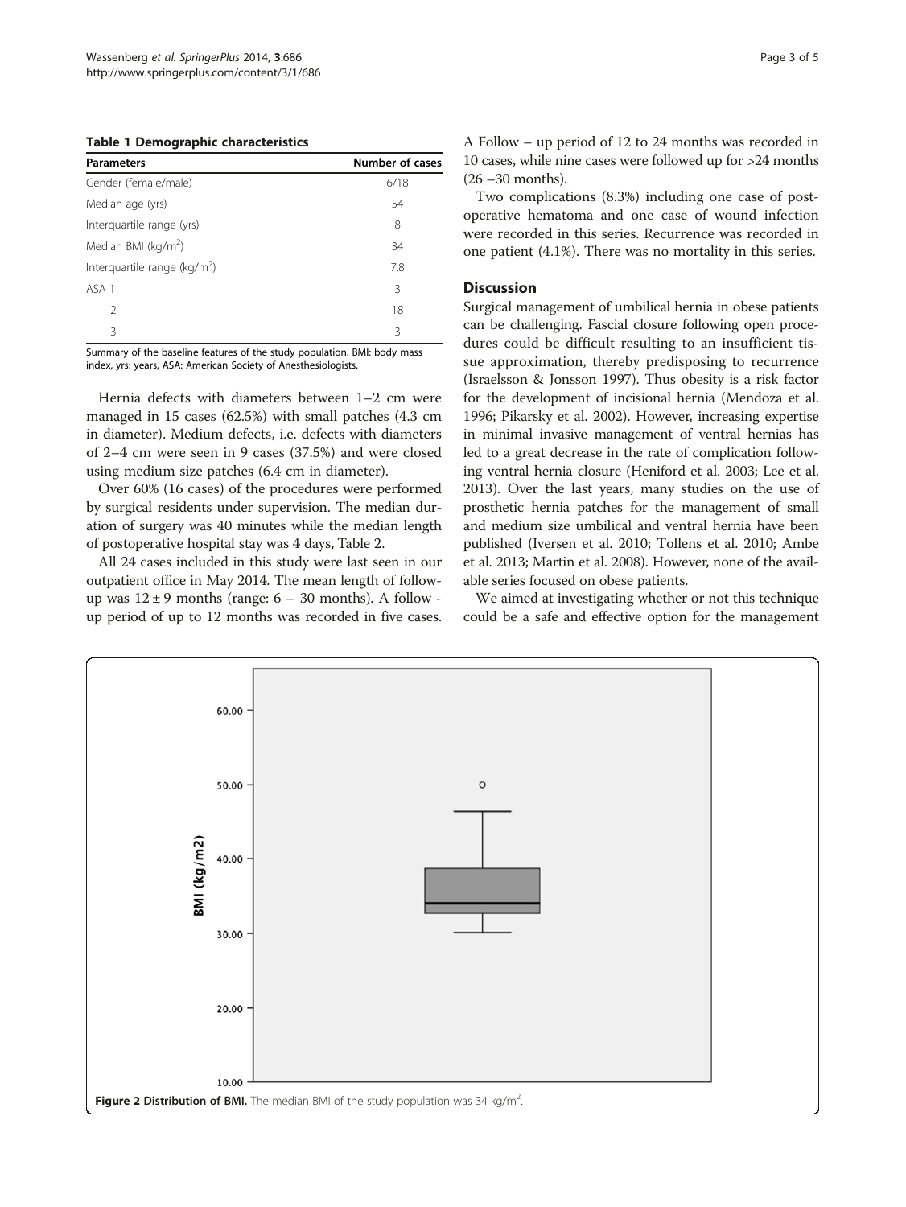**Table 1 Demographic characteristics**

| Parameters | Number of cases |
|---|---|
| Gender (female/male) | 6/18 |
| Median age (yrs) | 54 |
| Interquartile range (yrs) | 8 |
| Median BMI (kg/m$^2$) | 34 |
| Interquartile range (kg/m$^2$) | 7.8 |
| ASA 1 | 3 |
| 2 | 18 |
| 3 | 3 |

Summary of the baseline features of the study population. BMI: body mass index, yrs: years, ASA: American Society of Anesthesiologists.

Hernia defects with diameters between 1–2 cm were managed in 15 cases (62.5%) with small patches (4.3 cm in diameter). Medium defects, i.e. defects with diameters of 2–4 cm were seen in 9 cases (37.5%) and were closed using medium size patches (6.4 cm in diameter).

Over 60% (16 cases) of the procedures were performed by surgical residents under supervision. The median duration of surgery was 40 minutes while the median length of postoperative hospital stay was 4 days, Table 2.

All 24 cases included in this study were last seen in our outpatient office in May 2014. The mean length of follow-up was $12 \pm 9$ months (range: 6 – 30 months). A follow - up period of up to 12 months was recorded in five cases. A Follow – up period of 12 to 24 months was recorded in 10 cases, while nine cases were followed up for >24 months (26 –30 months).

Two complications (8.3%) including one case of post-operative hematoma and one case of wound infection were recorded in this series. Recurrence was recorded in one patient (4.1%). There was no mortality in this series.

## Discussion

Surgical management of umbilical hernia in obese patients can be challenging. Fascial closure following open procedures could be difficult resulting to an insufficient tissue approximation, thereby predisposing to recurrence (Israelsson & Jonsson 1997). Thus obesity is a risk factor for the development of incisional hernia (Mendoza et al. 1996; Pikarsky et al. 2002). However, increasing expertise in minimal invasive management of ventral hernias has led to a great decrease in the rate of complication following ventral hernia closure (Heniford et al. 2003; Lee et al. 2013). Over the last years, many studies on the use of prosthetic hernia patches for the management of small and medium size umbilical and ventral hernia have been published (Iversen et al. 2010; Tollens et al. 2010; Ambe et al. 2013; Martin et al. 2008). However, none of the available series focused on obese patients.

We aimed at investigating whether or not this technique could be a safe and effective option for the management

**Figure 2 Distribution of BMI.** The median BMI of the study population was 34 kg/m$^2$.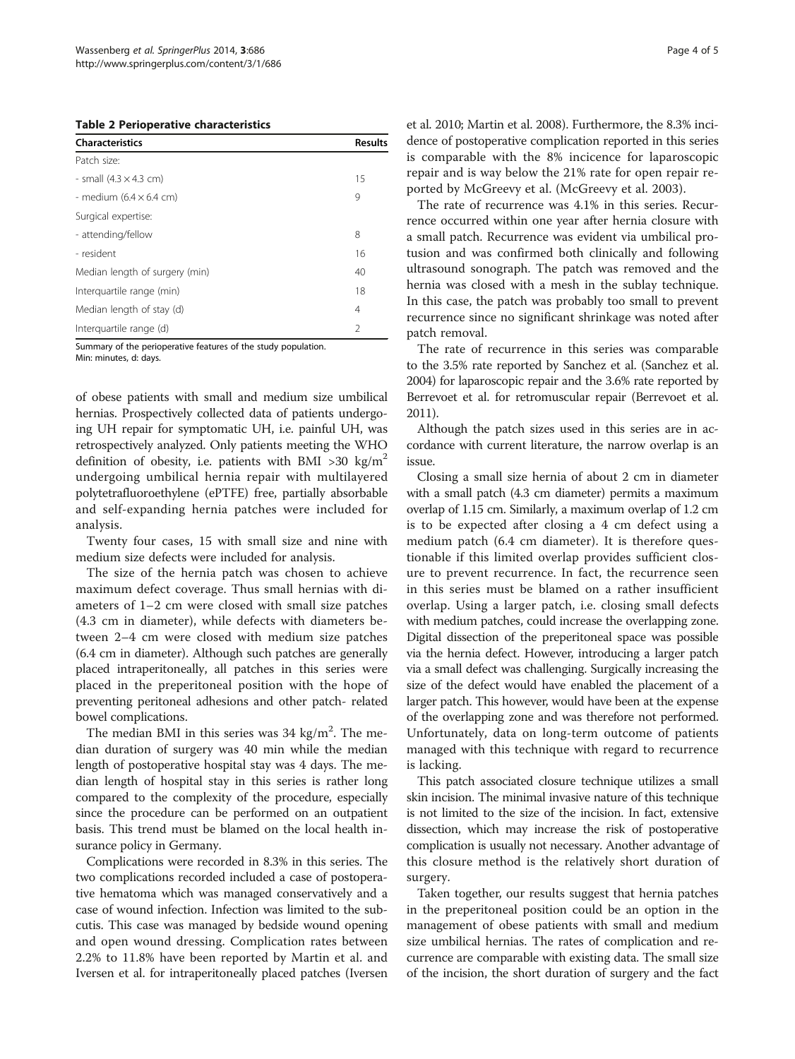**Table 2 Perioperative characteristics**

| Characteristics | Results |
|---|---|
| Patch size: | |
| - small (4.3 × 4.3 cm) | 15 |
| - medium (6.4 × 6.4 cm) | 9 |
| Surgical expertise: | |
| - attending/fellow | 8 |
| - resident | 16 |
| Median length of surgery (min) | 40 |
| Interquartile range (min) | 18 |
| Median length of stay (d) | 4 |
| Interquartile range (d) | 2 |

Summary of the perioperative features of the study population.
Min: minutes, d: days.

of obese patients with small and medium size umbilical hernias. Prospectively collected data of patients undergoing UH repair for symptomatic UH, i.e. painful UH, was retrospectively analyzed. Only patients meeting the WHO definition of obesity, i.e. patients with BMI >30 kg/m$^2$ undergoing umbilical hernia repair with multilayered polytetrafluoroethylene (ePTFE) free, partially absorbable and self-expanding hernia patches were included for analysis.

Twenty four cases, 15 with small size and nine with medium size defects were included for analysis.

The size of the hernia patch was chosen to achieve maximum defect coverage. Thus small hernias with diameters of 1–2 cm were closed with small size patches (4.3 cm in diameter), while defects with diameters between 2–4 cm were closed with medium size patches (6.4 cm in diameter). Although such patches are generally placed intraperitoneally, all patches in this series were placed in the preperitoneal position with the hope of preventing peritoneal adhesions and other patch- related bowel complications.

The median BMI in this series was 34 kg/m$^2$. The median duration of surgery was 40 min while the median length of postoperative hospital stay was 4 days. The median length of hospital stay in this series is rather long compared to the complexity of the procedure, especially since the procedure can be performed on an outpatient basis. This trend must be blamed on the local health insurance policy in Germany.

Complications were recorded in 8.3% in this series. The two complications recorded included a case of postoperative hematoma which was managed conservatively and a case of wound infection. Infection was limited to the subcutis. This case was managed by bedside wound opening and open wound dressing. Complication rates between 2.2% to 11.8% have been reported by Martin et al. and Iversen et al. for intraperitoneally placed patches (Iversen et al. 2010; Martin et al. 2008). Furthermore, the 8.3% incidence of postoperative complication reported in this series is comparable with the 8% incicence for laparoscopic repair and is way below the 21% rate for open repair reported by McGreevy et al. (McGreevy et al. 2003).

The rate of recurrence was 4.1% in this series. Recurrence occurred within one year after hernia closure with a small patch. Recurrence was evident via umbilical protusion and was confirmed both clinically and following ultrasound sonograph. The patch was removed and the hernia was closed with a mesh in the sublay technique. In this case, the patch was probably too small to prevent recurrence since no significant shrinkage was noted after patch removal.

The rate of recurrence in this series was comparable to the 3.5% rate reported by Sanchez et al. (Sanchez et al. 2004) for laparoscopic repair and the 3.6% rate reported by Berrevoet et al. for retromuscular repair (Berrevoet et al. 2011).

Although the patch sizes used in this series are in accordance with current literature, the narrow overlap is an issue.

Closing a small size hernia of about 2 cm in diameter with a small patch (4.3 cm diameter) permits a maximum overlap of 1.15 cm. Similarly, a maximum overlap of 1.2 cm is to be expected after closing a 4 cm defect using a medium patch (6.4 cm diameter). It is therefore questionable if this limited overlap provides sufficient closure to prevent recurrence. In fact, the recurrence seen in this series must be blamed on a rather insufficient overlap. Using a larger patch, i.e. closing small defects with medium patches, could increase the overlapping zone. Digital dissection of the preperitoneal space was possible via the hernia defect. However, introducing a larger patch via a small defect was challenging. Surgically increasing the size of the defect would have enabled the placement of a larger patch. This however, would have been at the expense of the overlapping zone and was therefore not performed. Unfortunately, data on long-term outcome of patients managed with this technique with regard to recurrence is lacking.

This patch associated closure technique utilizes a small skin incision. The minimal invasive nature of this technique is not limited to the size of the incision. In fact, extensive dissection, which may increase the risk of postoperative complication is usually not necessary. Another advantage of this closure method is the relatively short duration of surgery.

Taken together, our results suggest that hernia patches in the preperitoneal position could be an option in the management of obese patients with small and medium size umbilical hernias. The rates of complication and recurrence are comparable with existing data. The small size of the incision, the short duration of surgery and the fact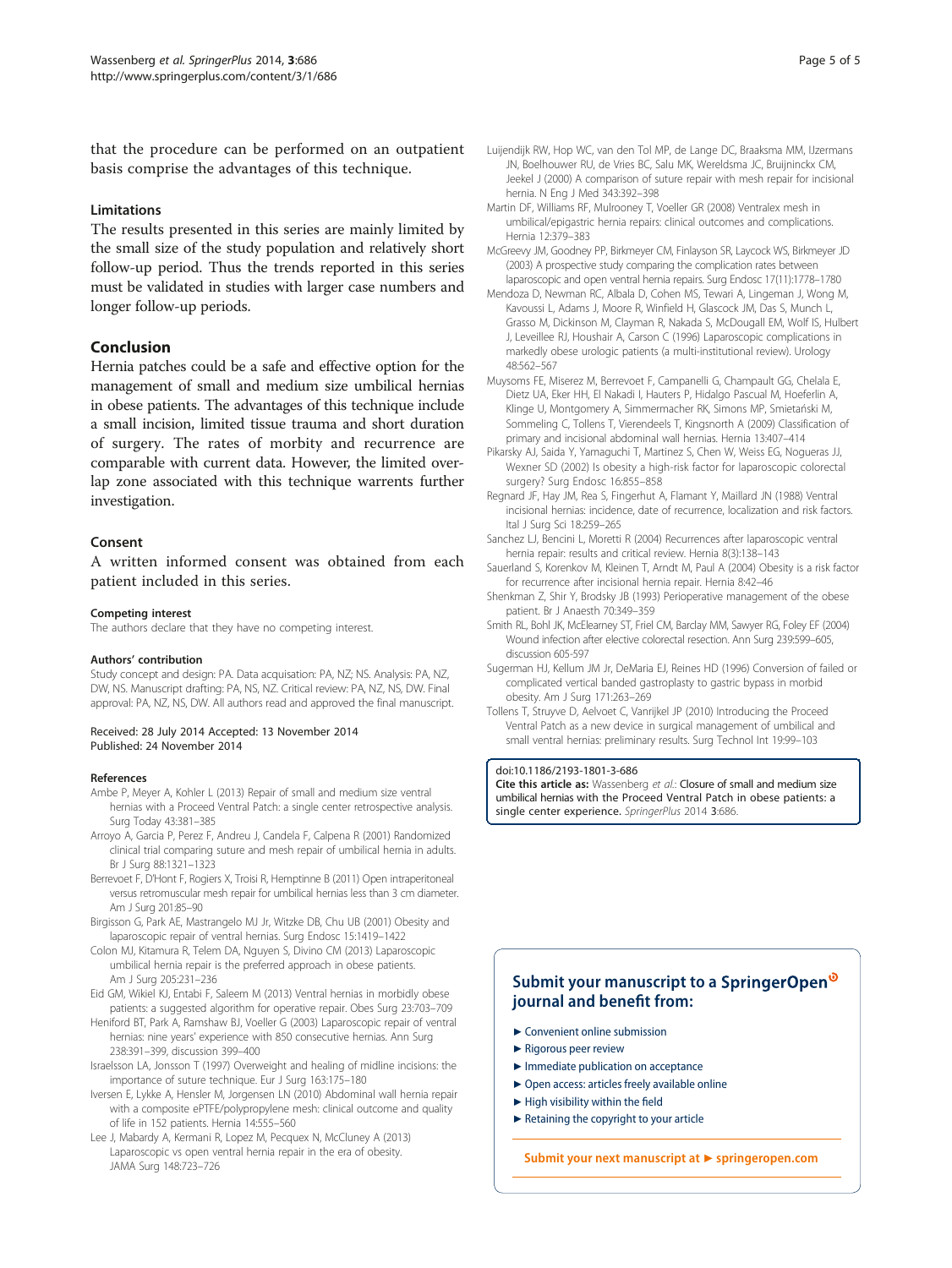that the procedure can be performed on an outpatient basis comprise the advantages of this technique.

### Limitations

The results presented in this series are mainly limited by the small size of the study population and relatively short follow-up period. Thus the trends reported in this series must be validated in studies with larger case numbers and longer follow-up periods.

## Conclusion

Hernia patches could be a safe and effective option for the management of small and medium size umbilical hernias in obese patients. The advantages of this technique include a small incision, limited tissue trauma and short duration of surgery. The rates of morbity and recurrence are comparable with current data. However, the limited overlap zone associated with this technique warrents further investigation.

### Consent

A written informed consent was obtained from each patient included in this series.

#### Competing interest

The authors declare that they have no competing interest.

#### Authors' contribution

Study concept and design: PA. Data acquisation: PA, NZ; NS. Analysis: PA, NZ, DW, NS. Manuscript drafting: PA, NS, NZ. Critical review: PA, NZ, NS, DW. Final approval: PA, NZ, NS, DW. All authors read and approved the final manuscript.

Received: 28 July 2014 Accepted: 13 November 2014
Published: 24 November 2014

#### References

Ambe P, Meyer A, Kohler L (2013) Repair of small and medium size ventral hernias with a Proceed Ventral Patch: a single center retrospective analysis. Surg Today 43:381–385

Arroyo A, Garcia P, Perez F, Andreu J, Candela F, Calpena R (2001) Randomized clinical trial comparing suture and mesh repair of umbilical hernia in adults. Br J Surg 88:1321–1323

Berrevoet F, D'Hont F, Rogiers X, Troisi R, Hemptinne B (2011) Open intraperitoneal versus retromuscular mesh repair for umbilical hernias less than 3 cm diameter. Am J Surg 201:85–90

Birgisson G, Park AE, Mastrangelo MJ Jr, Witzke DB, Chu UB (2001) Obesity and laparoscopic repair of ventral hernias. Surg Endosc 15:1419–1422

Colon MJ, Kitamura R, Telem DA, Nguyen S, Divino CM (2013) Laparoscopic umbilical hernia repair is the preferred approach in obese patients. Am J Surg 205:231–236

Eid GM, Wikiel KJ, Entabi F, Saleem M (2013) Ventral hernias in morbidly obese patients: a suggested algorithm for operative repair. Obes Surg 23:703–709

Heniford BT, Park A, Ramshaw BJ, Voeller G (2003) Laparoscopic repair of ventral hernias: nine years' experience with 850 consecutive hernias. Ann Surg 238:391–399, discussion 399–400

Israelsson LA, Jonsson T (1997) Overweight and healing of midline incisions: the importance of suture technique. Eur J Surg 163:175–180

Iversen E, Lykke A, Hensler M, Jorgensen LN (2010) Abdominal wall hernia repair with a composite ePTFE/polypropylene mesh: clinical outcome and quality of life in 152 patients. Hernia 14:555–560

Lee J, Mabardy A, Kermani R, Lopez M, Pecquex N, McCluney A (2013) Laparoscopic vs open ventral hernia repair in the era of obesity. JAMA Surg 148:723–726

Luijendijk RW, Hop WC, van den Tol MP, de Lange DC, Braaksma MM, IJzermans JN, Boelhouwer RU, de Vries BC, Salu MK, Wereldsma JC, Bruijninckx CM, Jeekel J (2000) A comparison of suture repair with mesh repair for incisional hernia. N Eng J Med 343:392–398

Martin DF, Williams RF, Mulrooney T, Voeller GR (2008) Ventralex mesh in umbilical/epigastric hernia repairs: clinical outcomes and complications. Hernia 12:379–383

McGreevy JM, Goodney PP, Birkmeyer CM, Finlayson SR, Laycock WS, Birkmeyer JD (2003) A prospective study comparing the complication rates between laparoscopic and open ventral hernia repairs. Surg Endosc 17(11):1778–1780

Mendoza D, Newman RC, Albala D, Cohen MS, Tewari A, Lingeman J, Wong M, Kavoussi L, Adams J, Moore R, Winfield H, Glascock JM, Das S, Munch L, Grasso M, Dickinson M, Clayman R, Nakada S, McDougall EM, Wolf IS, Hulbert J, Leveillee RJ, Houshair A, Carson C (1996) Laparoscopic complications in markedly obese urologic patients (a multi-institutional review). Urology 48:562–567

Muysoms FE, Miserez M, Berrevoet F, Campanelli G, Champault GG, Chelala E, Dietz UA, Eker HH, El Nakadi I, Hauters P, Hidalgo Pascual M, Hoeferlin A, Klinge U, Montgomery A, Simmermacher RK, Simons MP, Smietański M, Sommeling C, Tollens T, Vierendeels T, Kingsnorth A (2009) Classification of primary and incisional abdominal wall hernias. Hernia 13:407–414

Pikarsky AJ, Saida Y, Yamaguchi T, Martinez S, Chen W, Weiss EG, Nogueras JJ, Wexner SD (2002) Is obesity a high-risk factor for laparoscopic colorectal surgery? Surg Endosc 16:855–858

Regnard JF, Hay JM, Rea S, Fingerhut A, Flamant Y, Maillard JN (1988) Ventral incisional hernias: incidence, date of recurrence, localization and risk factors. Ital J Surg Sci 18:259–265

Sanchez LJ, Bencini L, Moretti R (2004) Recurrences after laparoscopic ventral hernia repair: results and critical review. Hernia 8(3):138–143

Sauerland S, Korenkov M, Kleinen T, Arndt M, Paul A (2004) Obesity is a risk factor for recurrence after incisional hernia repair. Hernia 8:42–46

Shenkman Z, Shir Y, Brodsky JB (1993) Perioperative management of the obese patient. Br J Anaesth 70:349–359

Smith RL, Bohl JK, McElearney ST, Friel CM, Barclay MM, Sawyer RG, Foley EF (2004) Wound infection after elective colorectal resection. Ann Surg 239:599–605, discussion 605-597

Sugerman HJ, Kellum JM Jr, DeMaria EJ, Reines HD (1996) Conversion of failed or complicated vertical banded gastroplasty to gastric bypass in morbid obesity. Am J Surg 171:263–269

Tollens T, Struyve D, Aelvoet C, Vanrijkel JP (2010) Introducing the Proceed Ventral Patch as a new device in surgical management of umbilical and small ventral hernias: preliminary results. Surg Technol Int 19:99–103

doi:10.1186/2193-1801-3-686

**Cite this article as:** Wassenberg *et al.*: Closure of small and medium size umbilical hernias with the Proceed Ventral Patch in obese patients: a single center experience. *SpringerPlus* 2014 **3**:686.